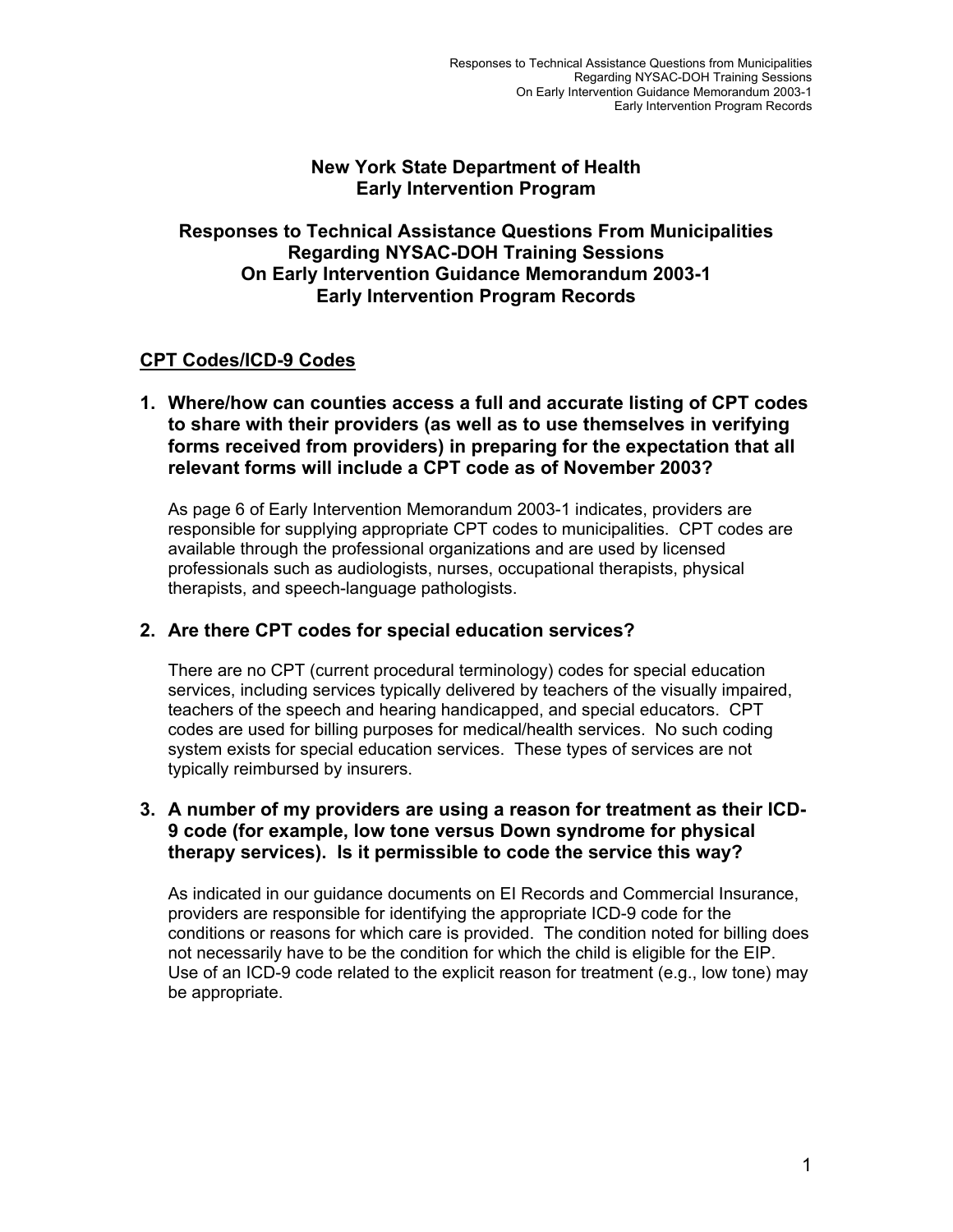# New York State Department of Health
# Early Intervention Program

## Responses to Technical Assistance Questions From Municipalities Regarding NYSAC-DOH Training Sessions On Early Intervention Guidance Memorandum 2003-1 Early Intervention Program Records

### CPT Codes/ICD-9 Codes

**1. Where/how can counties access a full and accurate listing of CPT codes to share with their providers (as well as to use themselves in verifying forms received from providers) in preparing for the expectation that all relevant forms will include a CPT code as of November 2003?**

As page 6 of Early Intervention Memorandum 2003-1 indicates, providers are responsible for supplying appropriate CPT codes to municipalities. CPT codes are available through the professional organizations and are used by licensed professionals such as audiologists, nurses, occupational therapists, physical therapists, and speech-language pathologists.

**2. Are there CPT codes for special education services?**

There are no CPT (current procedural terminology) codes for special education services, including services typically delivered by teachers of the visually impaired, teachers of the speech and hearing handicapped, and special educators. CPT codes are used for billing purposes for medical/health services. No such coding system exists for special education services. These types of services are not typically reimbursed by insurers.

**3. A number of my providers are using a reason for treatment as their ICD-9 code (for example, low tone versus Down syndrome for physical therapy services). Is it permissible to code the service this way?**

As indicated in our guidance documents on EI Records and Commercial Insurance, providers are responsible for identifying the appropriate ICD-9 code for the conditions or reasons for which care is provided. The condition noted for billing does not necessarily have to be the condition for which the child is eligible for the EIP. Use of an ICD-9 code related to the explicit reason for treatment (e.g., low tone) may be appropriate.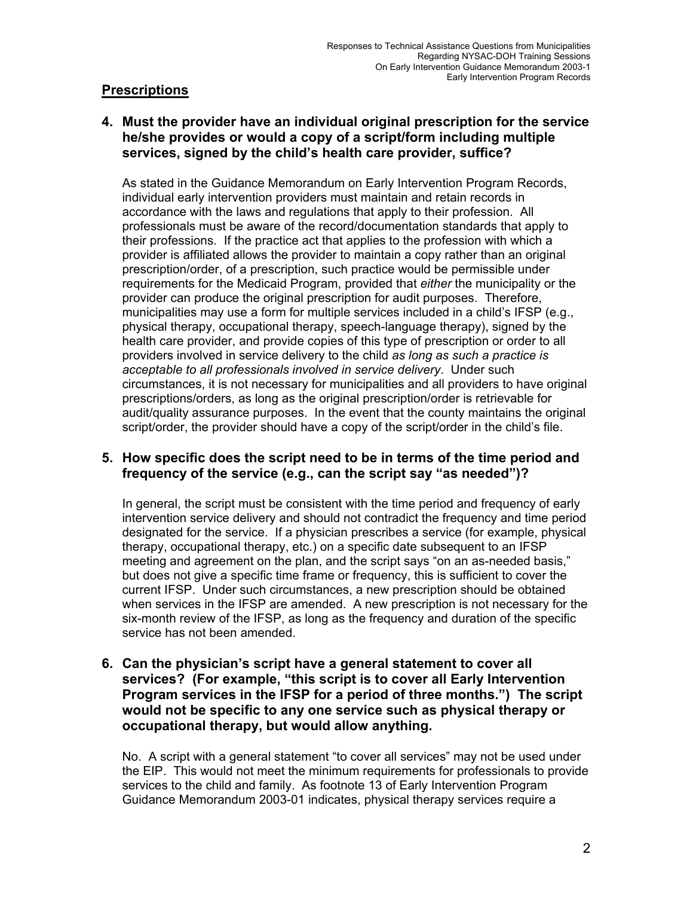## Prescriptions

### 4. Must the provider have an individual original prescription for the service he/she provides or would a copy of a script/form including multiple services, signed by the child's health care provider, suffice?

As stated in the Guidance Memorandum on Early Intervention Program Records, individual early intervention providers must maintain and retain records in accordance with the laws and regulations that apply to their profession. All professionals must be aware of the record/documentation standards that apply to their professions. If the practice act that applies to the profession with which a provider is affiliated allows the provider to maintain a copy rather than an original prescription/order, of a prescription, such practice would be permissible under requirements for the Medicaid Program, provided that *either* the municipality or the provider can produce the original prescription for audit purposes. Therefore, municipalities may use a form for multiple services included in a child's IFSP (e.g., physical therapy, occupational therapy, speech-language therapy), signed by the health care provider, and provide copies of this type of prescription or order to all providers involved in service delivery to the child *as long as such a practice is acceptable to all professionals involved in service delivery*. Under such circumstances, it is not necessary for municipalities and all providers to have original prescriptions/orders, as long as the original prescription/order is retrievable for audit/quality assurance purposes. In the event that the county maintains the original script/order, the provider should have a copy of the script/order in the child's file.

### 5. How specific does the script need to be in terms of the time period and frequency of the service (e.g., can the script say "as needed")?

In general, the script must be consistent with the time period and frequency of early intervention service delivery and should not contradict the frequency and time period designated for the service. If a physician prescribes a service (for example, physical therapy, occupational therapy, etc.) on a specific date subsequent to an IFSP meeting and agreement on the plan, and the script says "on an as-needed basis," but does not give a specific time frame or frequency, this is sufficient to cover the current IFSP. Under such circumstances, a new prescription should be obtained when services in the IFSP are amended. A new prescription is not necessary for the six-month review of the IFSP, as long as the frequency and duration of the specific service has not been amended.

### 6. Can the physician's script have a general statement to cover all services? (For example, "this script is to cover all Early Intervention Program services in the IFSP for a period of three months.") The script would not be specific to any one service such as physical therapy or occupational therapy, but would allow anything.

No. A script with a general statement "to cover all services" may not be used under the EIP. This would not meet the minimum requirements for professionals to provide services to the child and family. As footnote 13 of Early Intervention Program Guidance Memorandum 2003-01 indicates, physical therapy services require a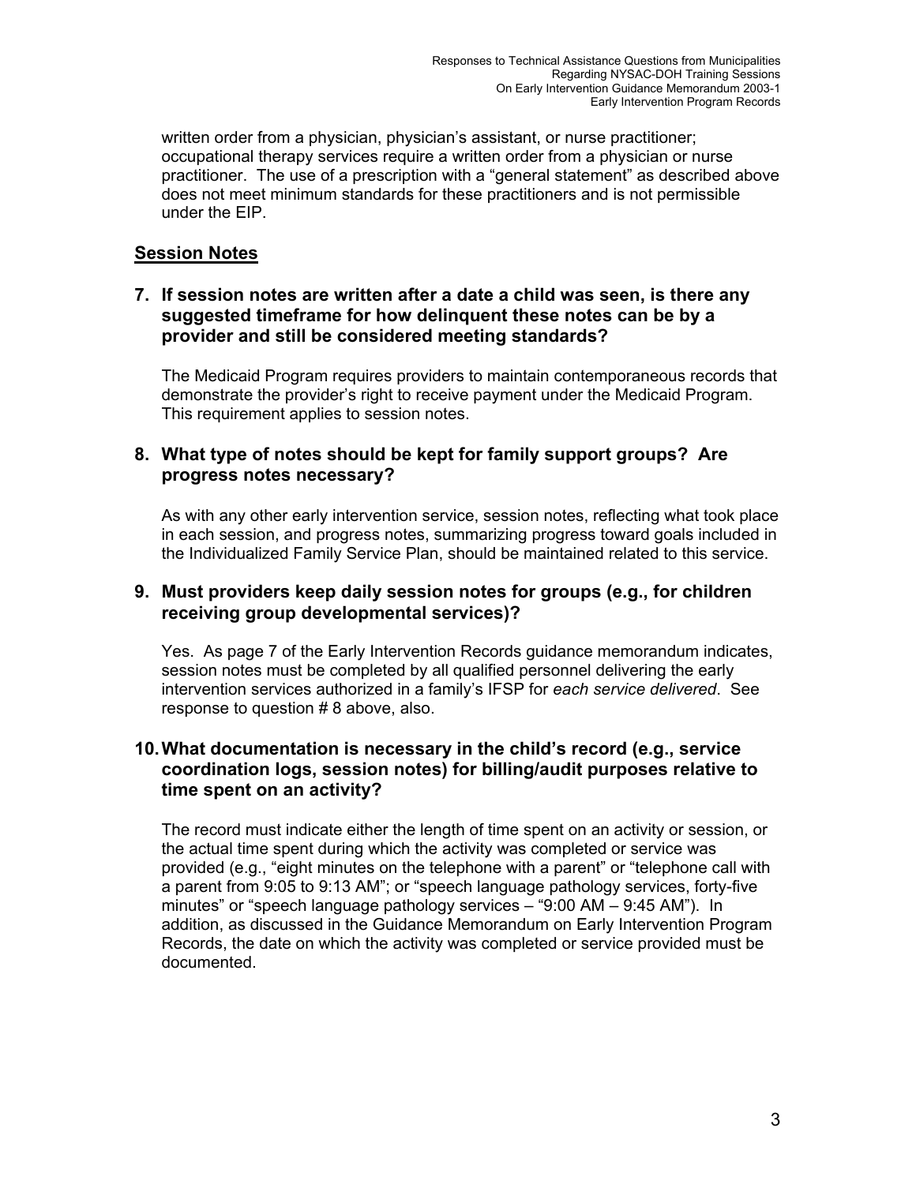written order from a physician, physician's assistant, or nurse practitioner; occupational therapy services require a written order from a physician or nurse practitioner. The use of a prescription with a "general statement" as described above does not meet minimum standards for these practitioners and is not permissible under the EIP.

## Session Notes

### 7. If session notes are written after a date a child was seen, is there any suggested timeframe for how delinquent these notes can be by a provider and still be considered meeting standards?

The Medicaid Program requires providers to maintain contemporaneous records that demonstrate the provider's right to receive payment under the Medicaid Program. This requirement applies to session notes.

### 8. What type of notes should be kept for family support groups? Are progress notes necessary?

As with any other early intervention service, session notes, reflecting what took place in each session, and progress notes, summarizing progress toward goals included in the Individualized Family Service Plan, should be maintained related to this service.

### 9. Must providers keep daily session notes for groups (e.g., for children receiving group developmental services)?

Yes. As page 7 of the Early Intervention Records guidance memorandum indicates, session notes must be completed by all qualified personnel delivering the early intervention services authorized in a family's IFSP for *each service delivered*. See response to question # 8 above, also.

### 10. What documentation is necessary in the child's record (e.g., service coordination logs, session notes) for billing/audit purposes relative to time spent on an activity?

The record must indicate either the length of time spent on an activity or session, or the actual time spent during which the activity was completed or service was provided (e.g., "eight minutes on the telephone with a parent" or "telephone call with a parent from 9:05 to 9:13 AM"; or "speech language pathology services, forty-five minutes" or "speech language pathology services – "9:00 AM – 9:45 AM"). In addition, as discussed in the Guidance Memorandum on Early Intervention Program Records, the date on which the activity was completed or service provided must be documented.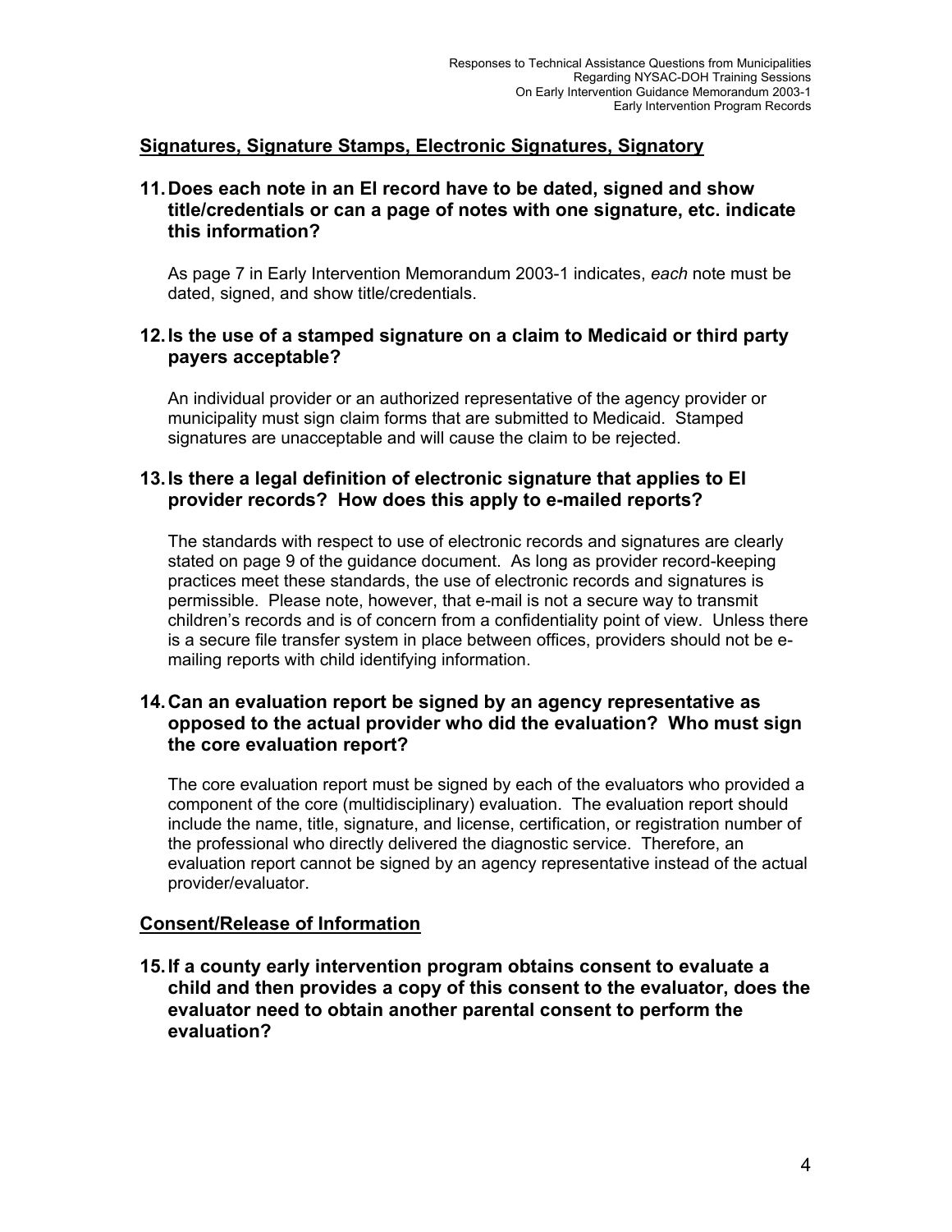## Signatures, Signature Stamps, Electronic Signatures, Signatory

### 11. Does each note in an EI record have to be dated, signed and show title/credentials or can a page of notes with one signature, etc. indicate this information?

As page 7 in Early Intervention Memorandum 2003-1 indicates, *each* note must be dated, signed, and show title/credentials.

### 12. Is the use of a stamped signature on a claim to Medicaid or third party payers acceptable?

An individual provider or an authorized representative of the agency provider or municipality must sign claim forms that are submitted to Medicaid. Stamped signatures are unacceptable and will cause the claim to be rejected.

### 13. Is there a legal definition of electronic signature that applies to EI provider records? How does this apply to e-mailed reports?

The standards with respect to use of electronic records and signatures are clearly stated on page 9 of the guidance document. As long as provider record-keeping practices meet these standards, the use of electronic records and signatures is permissible. Please note, however, that e-mail is not a secure way to transmit children's records and is of concern from a confidentiality point of view. Unless there is a secure file transfer system in place between offices, providers should not be e-mailing reports with child identifying information.

### 14. Can an evaluation report be signed by an agency representative as opposed to the actual provider who did the evaluation? Who must sign the core evaluation report?

The core evaluation report must be signed by each of the evaluators who provided a component of the core (multidisciplinary) evaluation. The evaluation report should include the name, title, signature, and license, certification, or registration number of the professional who directly delivered the diagnostic service. Therefore, an evaluation report cannot be signed by an agency representative instead of the actual provider/evaluator.

## Consent/Release of Information

### 15. If a county early intervention program obtains consent to evaluate a child and then provides a copy of this consent to the evaluator, does the evaluator need to obtain another parental consent to perform the evaluation?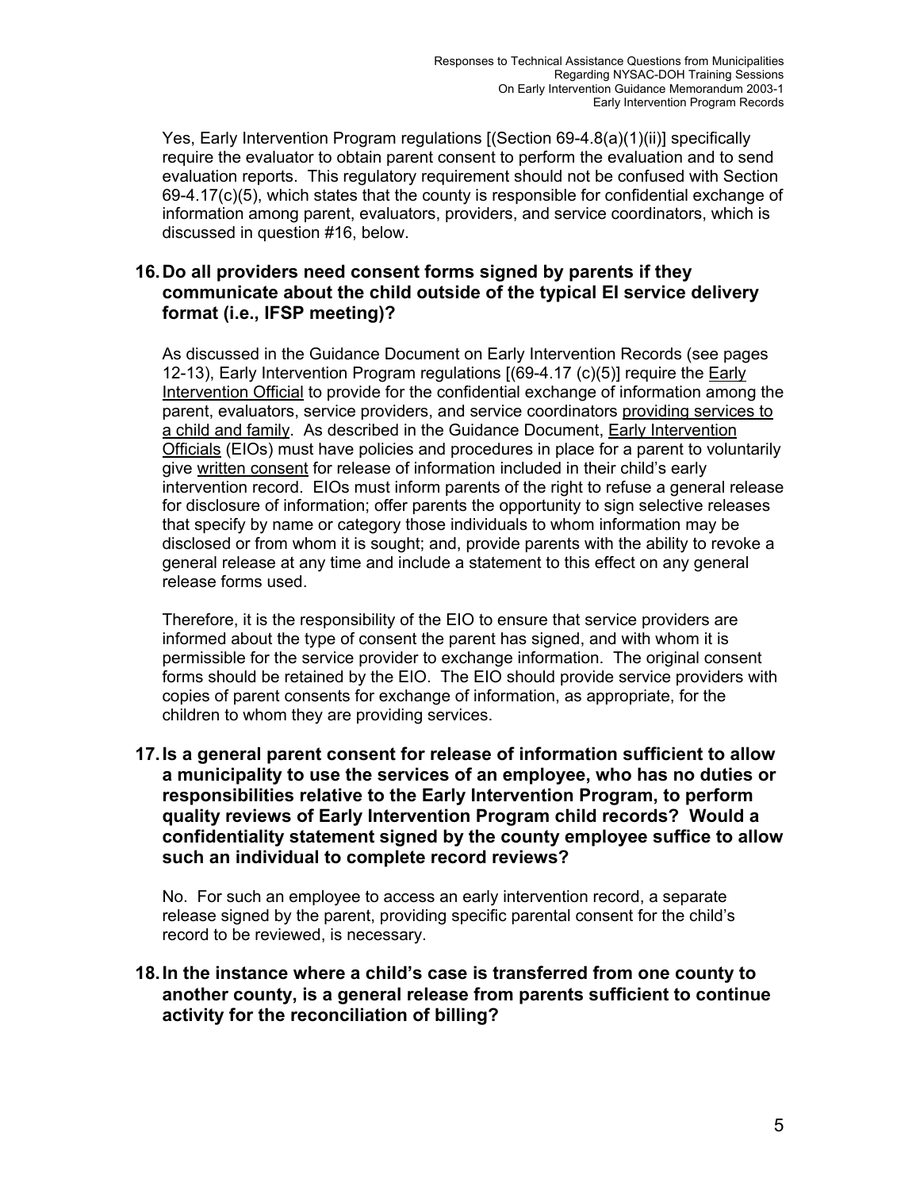Yes, Early Intervention Program regulations [(Section 69-4.8(a)(1)(ii)] specifically require the evaluator to obtain parent consent to perform the evaluation and to send evaluation reports. This regulatory requirement should not be confused with Section 69-4.17(c)(5), which states that the county is responsible for confidential exchange of information among parent, evaluators, providers, and service coordinators, which is discussed in question #16, below.

**16. Do all providers need consent forms signed by parents if they communicate about the child outside of the typical EI service delivery format (i.e., IFSP meeting)?**

As discussed in the Guidance Document on Early Intervention Records (see pages 12-13), Early Intervention Program regulations [(69-4.17 (c)(5)] require the Early Intervention Official to provide for the confidential exchange of information among the parent, evaluators, service providers, and service coordinators providing services to a child and family. As described in the Guidance Document, Early Intervention Officials (EIOs) must have policies and procedures in place for a parent to voluntarily give written consent for release of information included in their child's early intervention record. EIOs must inform parents of the right to refuse a general release for disclosure of information; offer parents the opportunity to sign selective releases that specify by name or category those individuals to whom information may be disclosed or from whom it is sought; and, provide parents with the ability to revoke a general release at any time and include a statement to this effect on any general release forms used.

Therefore, it is the responsibility of the EIO to ensure that service providers are informed about the type of consent the parent has signed, and with whom it is permissible for the service provider to exchange information. The original consent forms should be retained by the EIO. The EIO should provide service providers with copies of parent consents for exchange of information, as appropriate, for the children to whom they are providing services.

**17. Is a general parent consent for release of information sufficient to allow a municipality to use the services of an employee, who has no duties or responsibilities relative to the Early Intervention Program, to perform quality reviews of Early Intervention Program child records? Would a confidentiality statement signed by the county employee suffice to allow such an individual to complete record reviews?**

No. For such an employee to access an early intervention record, a separate release signed by the parent, providing specific parental consent for the child's record to be reviewed, is necessary.

**18. In the instance where a child's case is transferred from one county to another county, is a general release from parents sufficient to continue activity for the reconciliation of billing?**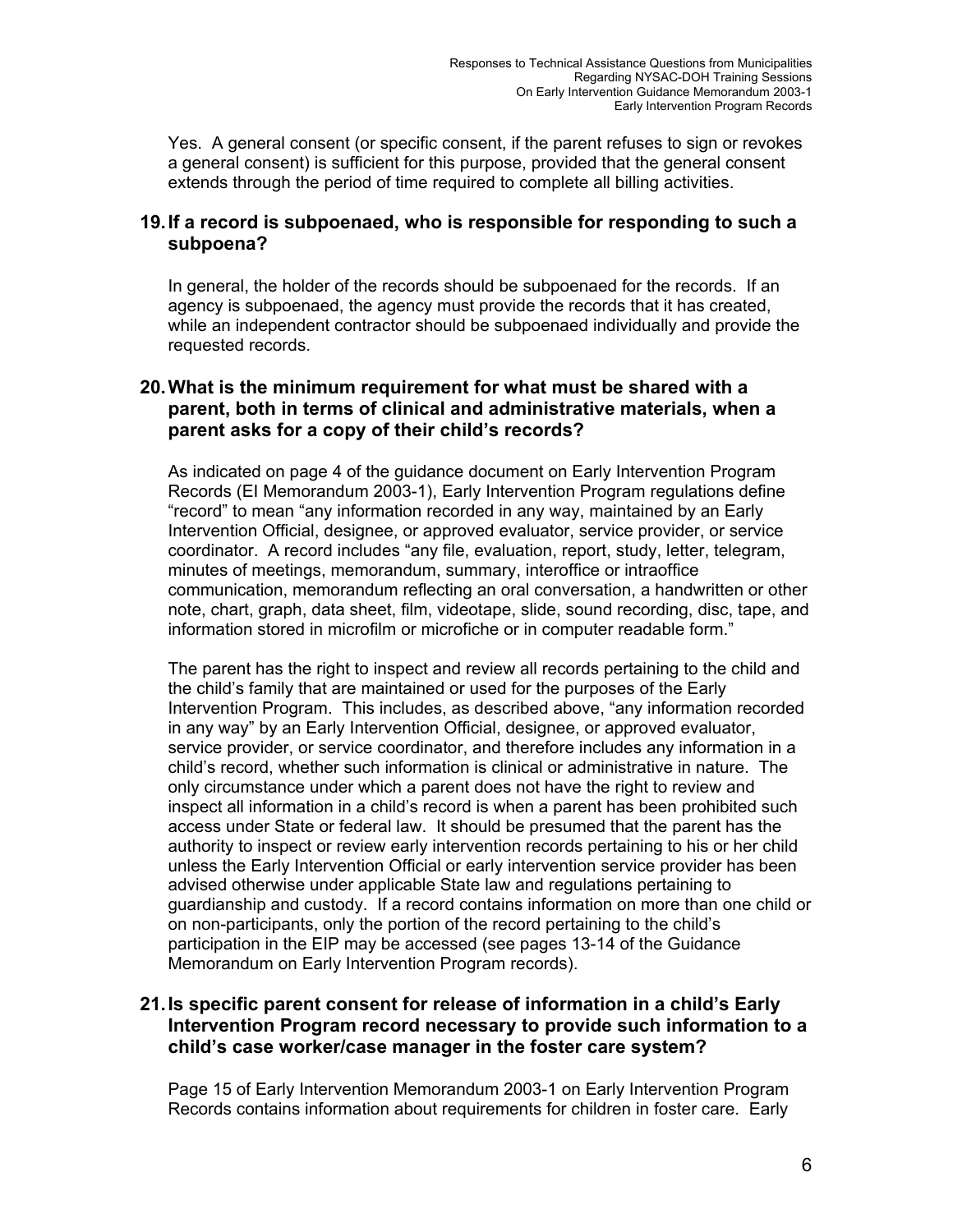Yes. A general consent (or specific consent, if the parent refuses to sign or revokes a general consent) is sufficient for this purpose, provided that the general consent extends through the period of time required to complete all billing activities.

### 19. If a record is subpoenaed, who is responsible for responding to such a subpoena?

In general, the holder of the records should be subpoenaed for the records. If an agency is subpoenaed, the agency must provide the records that it has created, while an independent contractor should be subpoenaed individually and provide the requested records.

### 20. What is the minimum requirement for what must be shared with a parent, both in terms of clinical and administrative materials, when a parent asks for a copy of their child's records?

As indicated on page 4 of the guidance document on Early Intervention Program Records (EI Memorandum 2003-1), Early Intervention Program regulations define "record" to mean "any information recorded in any way, maintained by an Early Intervention Official, designee, or approved evaluator, service provider, or service coordinator. A record includes "any file, evaluation, report, study, letter, telegram, minutes of meetings, memorandum, summary, interoffice or intraoffice communication, memorandum reflecting an oral conversation, a handwritten or other note, chart, graph, data sheet, film, videotape, slide, sound recording, disc, tape, and information stored in microfilm or microfiche or in computer readable form."

The parent has the right to inspect and review all records pertaining to the child and the child's family that are maintained or used for the purposes of the Early Intervention Program. This includes, as described above, "any information recorded in any way" by an Early Intervention Official, designee, or approved evaluator, service provider, or service coordinator, and therefore includes any information in a child's record, whether such information is clinical or administrative in nature. The only circumstance under which a parent does not have the right to review and inspect all information in a child's record is when a parent has been prohibited such access under State or federal law. It should be presumed that the parent has the authority to inspect or review early intervention records pertaining to his or her child unless the Early Intervention Official or early intervention service provider has been advised otherwise under applicable State law and regulations pertaining to guardianship and custody. If a record contains information on more than one child or on non-participants, only the portion of the record pertaining to the child's participation in the EIP may be accessed (see pages 13-14 of the Guidance Memorandum on Early Intervention Program records).

### 21. Is specific parent consent for release of information in a child's Early Intervention Program record necessary to provide such information to a child's case worker/case manager in the foster care system?

Page 15 of Early Intervention Memorandum 2003-1 on Early Intervention Program Records contains information about requirements for children in foster care. Early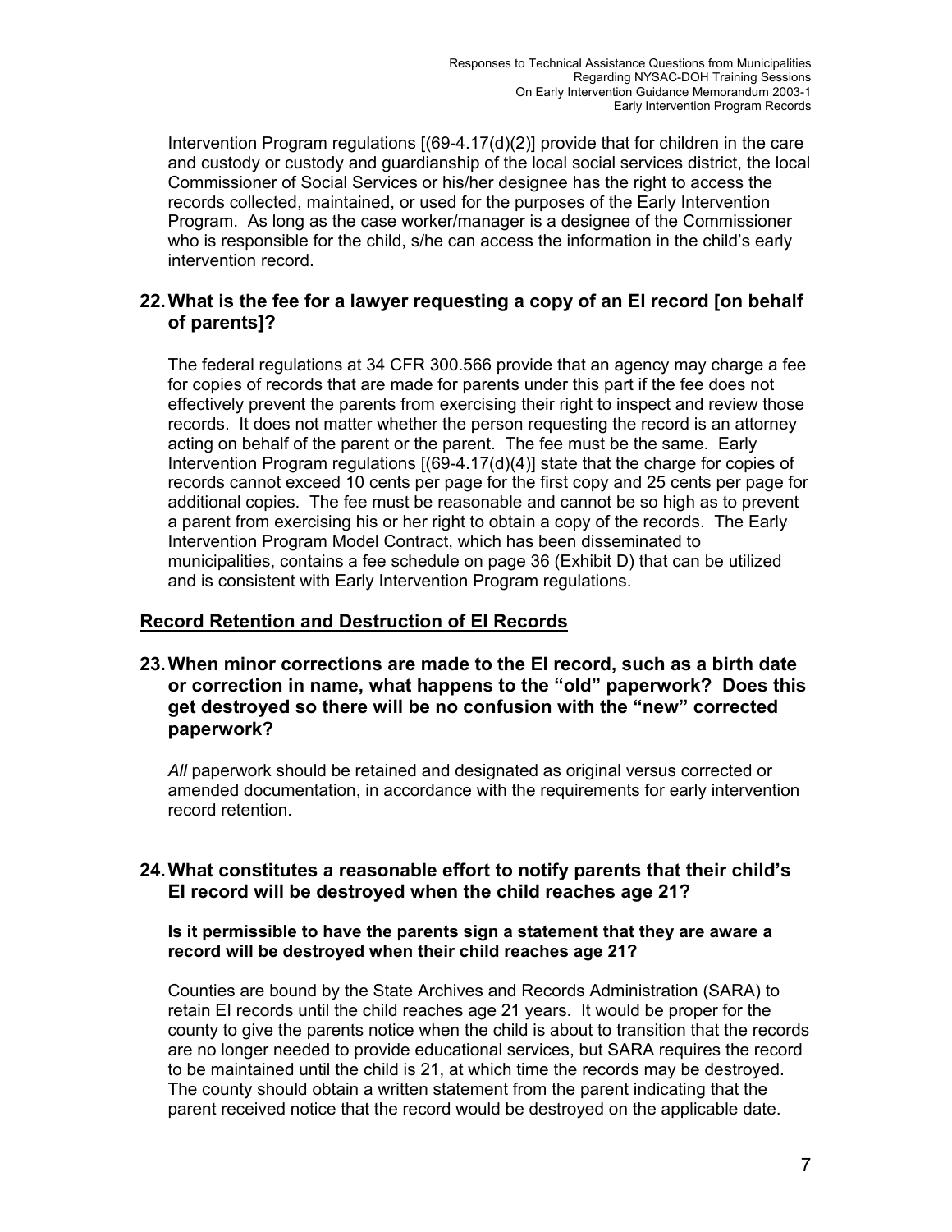Intervention Program regulations [(69-4.17(d)(2)] provide that for children in the care and custody or custody and guardianship of the local social services district, the local Commissioner of Social Services or his/her designee has the right to access the records collected, maintained, or used for the purposes of the Early Intervention Program. As long as the case worker/manager is a designee of the Commissioner who is responsible for the child, s/he can access the information in the child's early intervention record.

### 22. What is the fee for a lawyer requesting a copy of an EI record [on behalf of parents]?

The federal regulations at 34 CFR 300.566 provide that an agency may charge a fee for copies of records that are made for parents under this part if the fee does not effectively prevent the parents from exercising their right to inspect and review those records. It does not matter whether the person requesting the record is an attorney acting on behalf of the parent or the parent. The fee must be the same. Early Intervention Program regulations [(69-4.17(d)(4)] state that the charge for copies of records cannot exceed 10 cents per page for the first copy and 25 cents per page for additional copies. The fee must be reasonable and cannot be so high as to prevent a parent from exercising his or her right to obtain a copy of the records. The Early Intervention Program Model Contract, which has been disseminated to municipalities, contains a fee schedule on page 36 (Exhibit D) that can be utilized and is consistent with Early Intervention Program regulations.

## Record Retention and Destruction of EI Records

### 23. When minor corrections are made to the EI record, such as a birth date or correction in name, what happens to the "old" paperwork? Does this get destroyed so there will be no confusion with the "new" corrected paperwork?

*All* paperwork should be retained and designated as original versus corrected or amended documentation, in accordance with the requirements for early intervention record retention.

### 24. What constitutes a reasonable effort to notify parents that their child's EI record will be destroyed when the child reaches age 21?

**Is it permissible to have the parents sign a statement that they are aware a record will be destroyed when their child reaches age 21?**

Counties are bound by the State Archives and Records Administration (SARA) to retain EI records until the child reaches age 21 years. It would be proper for the county to give the parents notice when the child is about to transition that the records are no longer needed to provide educational services, but SARA requires the record to be maintained until the child is 21, at which time the records may be destroyed. The county should obtain a written statement from the parent indicating that the parent received notice that the record would be destroyed on the applicable date.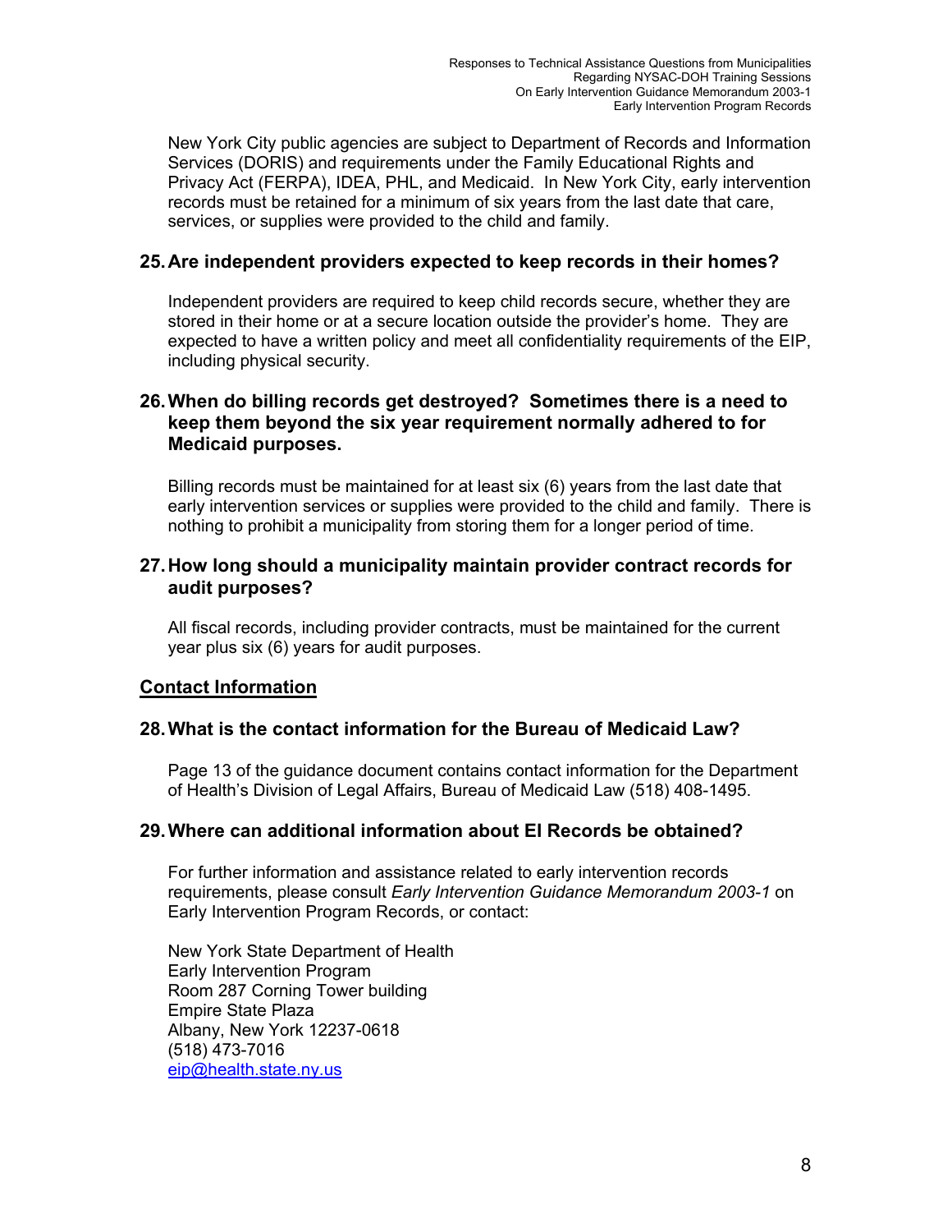New York City public agencies are subject to Department of Records and Information Services (DORIS) and requirements under the Family Educational Rights and Privacy Act (FERPA), IDEA, PHL, and Medicaid. In New York City, early intervention records must be retained for a minimum of six years from the last date that care, services, or supplies were provided to the child and family.

### 25. Are independent providers expected to keep records in their homes?

Independent providers are required to keep child records secure, whether they are stored in their home or at a secure location outside the provider's home. They are expected to have a written policy and meet all confidentiality requirements of the EIP, including physical security.

### 26. When do billing records get destroyed? Sometimes there is a need to keep them beyond the six year requirement normally adhered to for Medicaid purposes.

Billing records must be maintained for at least six (6) years from the last date that early intervention services or supplies were provided to the child and family. There is nothing to prohibit a municipality from storing them for a longer period of time.

### 27. How long should a municipality maintain provider contract records for audit purposes?

All fiscal records, including provider contracts, must be maintained for the current year plus six (6) years for audit purposes.

## Contact Information

### 28. What is the contact information for the Bureau of Medicaid Law?

Page 13 of the guidance document contains contact information for the Department of Health's Division of Legal Affairs, Bureau of Medicaid Law (518) 408-1495.

### 29. Where can additional information about EI Records be obtained?

For further information and assistance related to early intervention records requirements, please consult *Early Intervention Guidance Memorandum 2003-1* on Early Intervention Program Records, or contact:

New York State Department of Health
Early Intervention Program
Room 287 Corning Tower building
Empire State Plaza
Albany, New York 12237-0618
(518) 473-7016
eip@health.state.ny.us